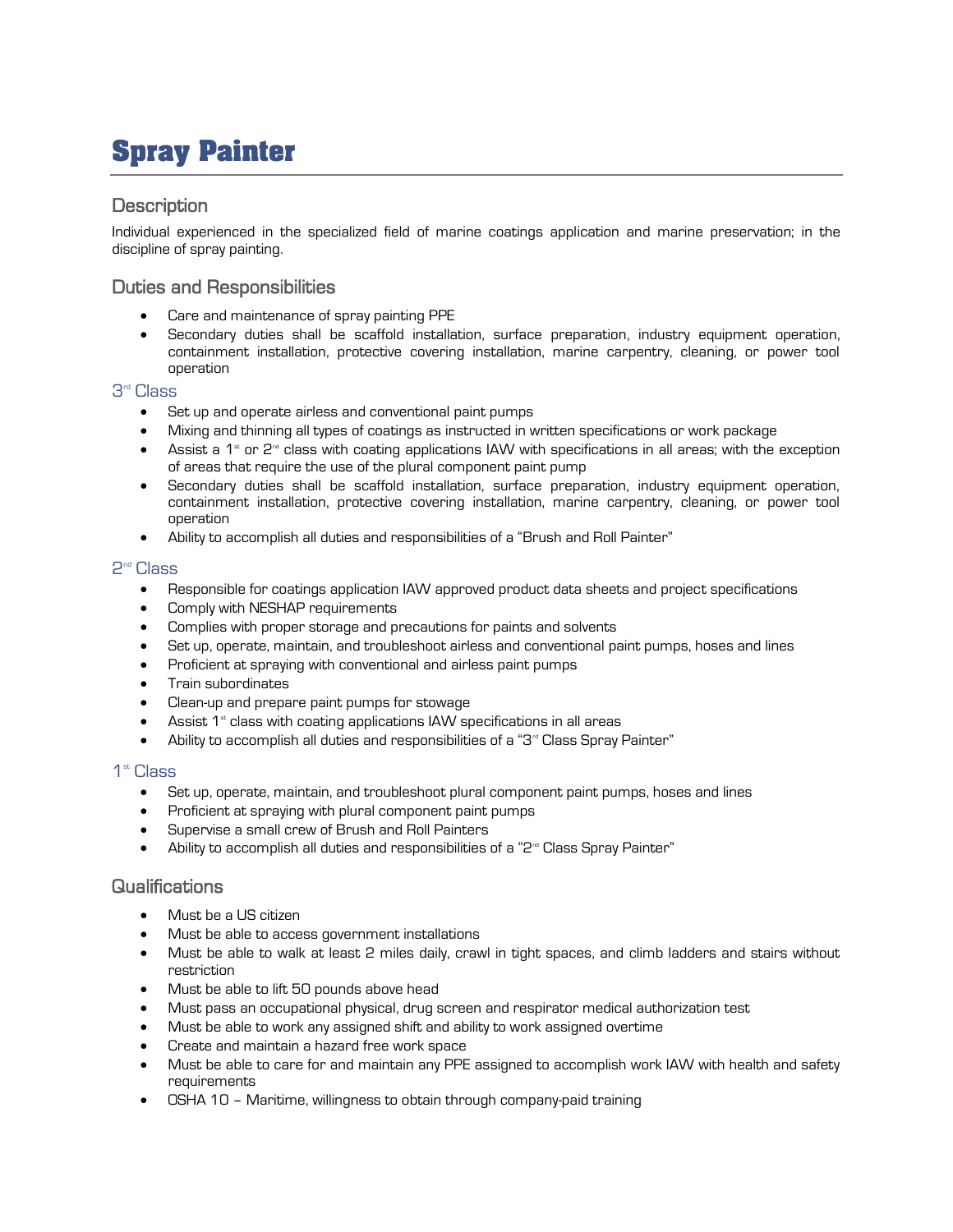# Spray Painter

## Description

Individual experienced in the specialized field of marine coatings application and marine preservation; in the discipline of spray painting.

## Duties and Responsibilities

- Care and maintenance of spray painting PPE
- Secondary duties shall be scaffold installation, surface preparation, industry equipment operation, containment installation, protective covering installation, marine carpentry, cleaning, or power tool operation

### 3rd Class

- Set up and operate airless and conventional paint pumps
- Mixing and thinning all types of coatings as instructed in written specifications or work package
- Assist a 1st or 2nd class with coating applications IAW with specifications in all areas; with the exception of areas that require the use of the plural component paint pump
- Secondary duties shall be scaffold installation, surface preparation, industry equipment operation, containment installation, protective covering installation, marine carpentry, cleaning, or power tool operation
- Ability to accomplish all duties and responsibilities of a "Brush and Roll Painter"

### 2nd Class

- Responsible for coatings application IAW approved product data sheets and project specifications
- Comply with NESHAP requirements
- Complies with proper storage and precautions for paints and solvents
- Set up, operate, maintain, and troubleshoot airless and conventional paint pumps, hoses and lines
- Proficient at spraying with conventional and airless paint pumps
- Train subordinates
- Clean-up and prepare paint pumps for stowage
- Assist 1st class with coating applications IAW specifications in all areas
- Ability to accomplish all duties and responsibilities of a "3rd Class Spray Painter"

### 1st Class

- Set up, operate, maintain, and troubleshoot plural component paint pumps, hoses and lines
- Proficient at spraying with plural component paint pumps
- Supervise a small crew of Brush and Roll Painters
- Ability to accomplish all duties and responsibilities of a "2nd Class Spray Painter"

## Qualifications

- Must be a US citizen
- Must be able to access government installations
- Must be able to walk at least 2 miles daily, crawl in tight spaces, and climb ladders and stairs without restriction
- Must be able to lift 50 pounds above head
- Must pass an occupational physical, drug screen and respirator medical authorization test
- Must be able to work any assigned shift and ability to work assigned overtime
- Create and maintain a hazard free work space
- Must be able to care for and maintain any PPE assigned to accomplish work IAW with health and safety requirements
- OSHA 10 – Maritime, willingness to obtain through company-paid training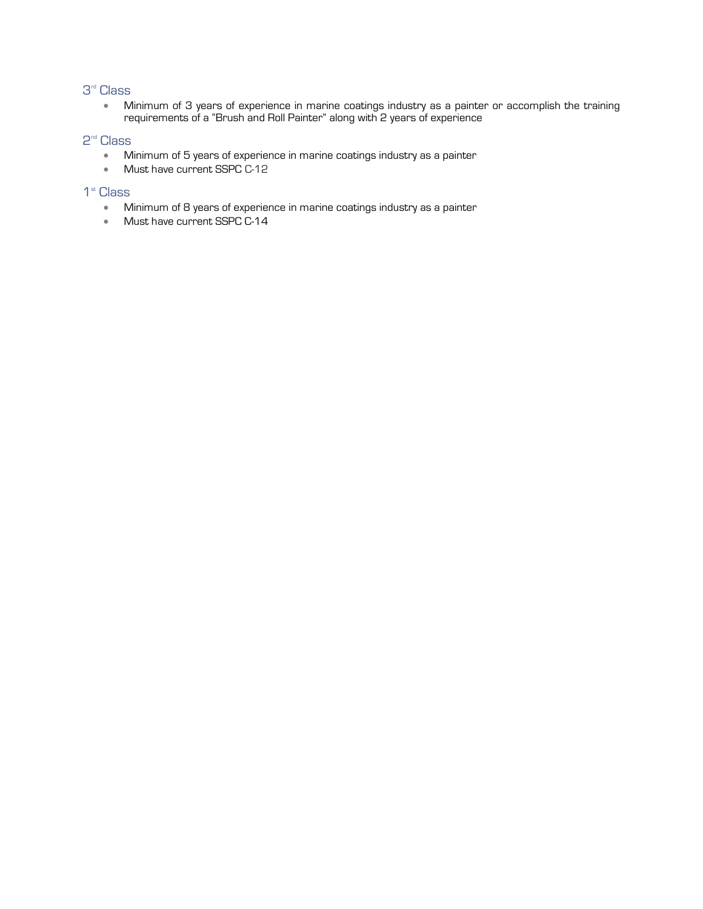### 3rd Class

- Minimum of 3 years of experience in marine coatings industry as a painter or accomplish the training requirements of a "Brush and Roll Painter" along with 2 years of experience

### 2nd Class

- Minimum of 5 years of experience in marine coatings industry as a painter
- Must have current SSPC C-12

### 1st Class

- Minimum of 8 years of experience in marine coatings industry as a painter
- Must have current SSPC C-14